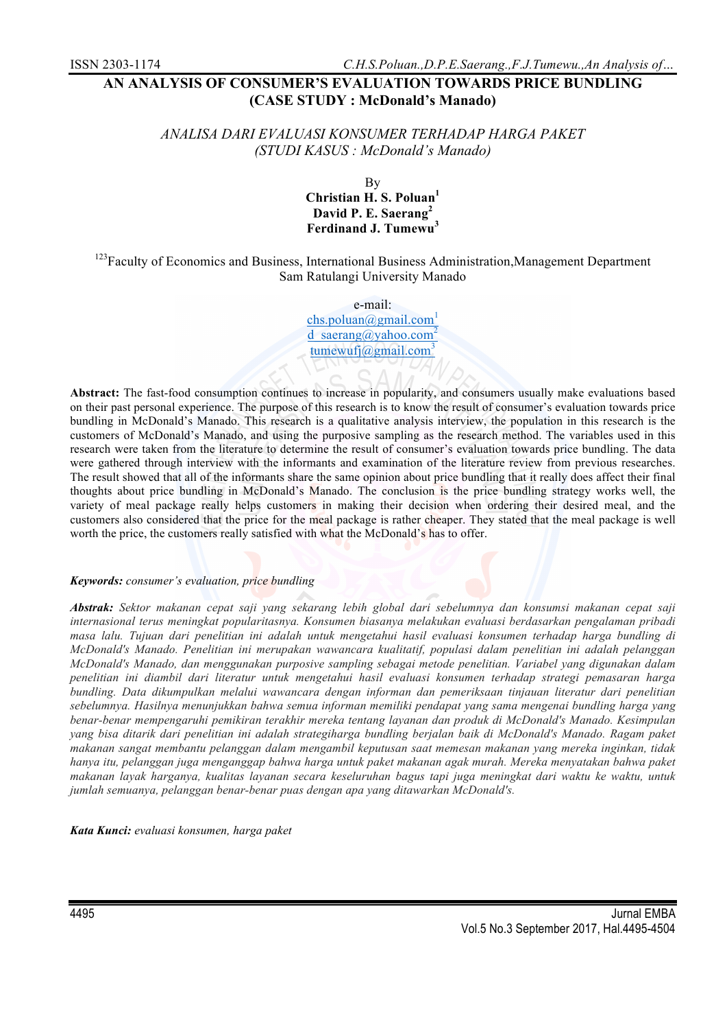# AN ANALYSIS OF CONSUMER'S EVALUATION TOWARDS PRICE BUNDLING (CASE STUDY : McDonald's Manado)

*ANALISA DARI EVALUASI KONSUMER TERHADAP HARGA PAKET (STUDI KASUS : McDonald's Manado)*

By
**Christian H. S. Poluan[1]**
**David P. E. Saerang[2]**
**Ferdinand J. Tumewu[3]**

[123]Faculty of Economics and Business, International Business Administration,Management Department
Sam Ratulangi University Manado

e-mail:
chs.poluan@gmail.com[1]
d_saerang@yahoo.com[2]
tumewufj@gmail.com[3]

**Abstract:** The fast-food consumption continues to increase in popularity, and consumers usually make evaluations based on their past personal experience. The purpose of this research is to know the result of consumer's evaluation towards price bundling in McDonald's Manado. This research is a qualitative analysis interview, the population in this research is the customers of McDonald's Manado, and using the purposive sampling as the research method. The variables used in this research were taken from the literature to determine the result of consumer's evaluation towards price bundling. The data were gathered through interview with the informants and examination of the literature review from previous researches. The result showed that all of the informants share the same opinion about price bundling that it really does affect their final thoughts about price bundling in McDonald's Manado. The conclusion is the price bundling strategy works well, the variety of meal package really helps customers in making their decision when ordering their desired meal, and the customers also considered that the price for the meal package is rather cheaper. They stated that the meal package is well worth the price, the customers really satisfied with what the McDonald's has to offer.

***Keywords:*** *consumer's evaluation, price bundling*

***Abstrak:*** *Sektor makanan cepat saji yang sekarang lebih global dari sebelumnya dan konsumsi makanan cepat saji internasional terus meningkat popularitasnya. Konsumen biasanya melakukan evaluasi berdasarkan pengalaman pribadi masa lalu. Tujuan dari penelitian ini adalah untuk mengetahui hasil evaluasi konsumen terhadap harga bundling di McDonald's Manado. Penelitian ini merupakan wawancara kualitatif, populasi dalam penelitian ini adalah pelanggan McDonald's Manado, dan menggunakan purposive sampling sebagai metode penelitian. Variabel yang digunakan dalam penelitian ini diambil dari literatur untuk mengetahui hasil evaluasi konsumen terhadap strategi pemasaran harga bundling. Data dikumpulkan melalui wawancara dengan informan dan pemeriksaan tinjauan literatur dari penelitian sebelumnya. Hasilnya menunjukkan bahwa semua informan memiliki pendapat yang sama mengenai bundling harga yang benar-benar mempengaruhi pemikiran terakhir mereka tentang layanan dan produk di McDonald's Manado. Kesimpulan yang bisa ditarik dari penelitian ini adalah strategiharga bundling berjalan baik di McDonald's Manado. Ragam paket makanan sangat membantu pelanggan dalam mengambil keputusan saat memesan makanan yang mereka inginkan, tidak hanya itu, pelanggan juga menganggap bahwa harga untuk paket makanan agak murah. Mereka menyatakan bahwa paket makanan layak harganya, kualitas layanan secara keseluruhan bagus tapi juga meningkat dari waktu ke waktu, untuk jumlah semuanya, pelanggan benar-benar puas dengan apa yang ditawarkan McDonald's.*

***Kata Kunci:*** *evaluasi konsumen, harga paket*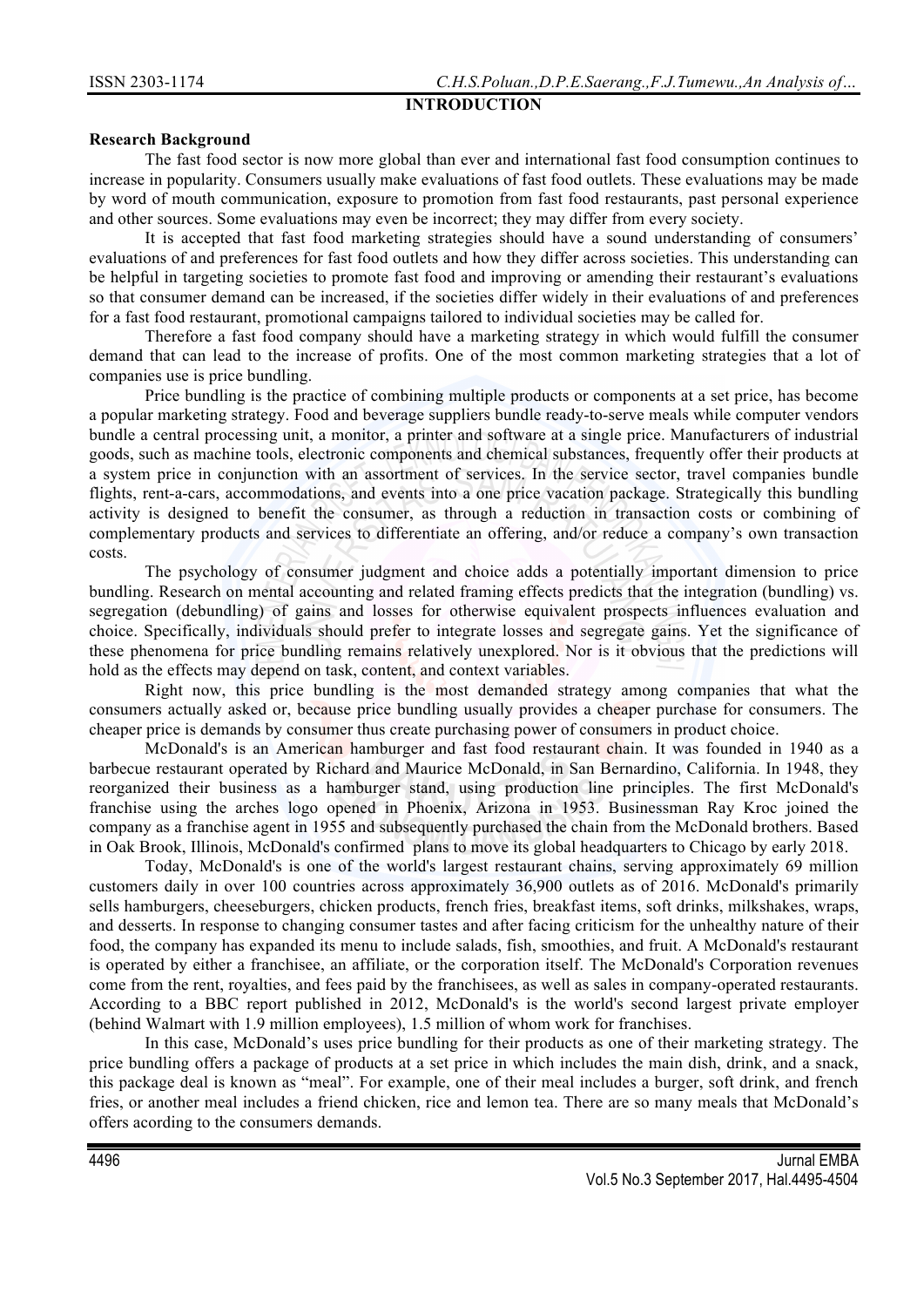## INTRODUCTION

### Research Background

The fast food sector is now more global than ever and international fast food consumption continues to increase in popularity. Consumers usually make evaluations of fast food outlets. These evaluations may be made by word of mouth communication, exposure to promotion from fast food restaurants, past personal experience and other sources. Some evaluations may even be incorrect; they may differ from every society.

It is accepted that fast food marketing strategies should have a sound understanding of consumers' evaluations of and preferences for fast food outlets and how they differ across societies. This understanding can be helpful in targeting societies to promote fast food and improving or amending their restaurant's evaluations so that consumer demand can be increased, if the societies differ widely in their evaluations of and preferences for a fast food restaurant, promotional campaigns tailored to individual societies may be called for.

Therefore a fast food company should have a marketing strategy in which would fulfill the consumer demand that can lead to the increase of profits. One of the most common marketing strategies that a lot of companies use is price bundling.

Price bundling is the practice of combining multiple products or components at a set price, has become a popular marketing strategy. Food and beverage suppliers bundle ready-to-serve meals while computer vendors bundle a central processing unit, a monitor, a printer and software at a single price. Manufacturers of industrial goods, such as machine tools, electronic components and chemical substances, frequently offer their products at a system price in conjunction with an assortment of services. In the service sector, travel companies bundle flights, rent-a-cars, accommodations, and events into a one price vacation package. Strategically this bundling activity is designed to benefit the consumer, as through a reduction in transaction costs or combining of complementary products and services to differentiate an offering, and/or reduce a company's own transaction costs.

The psychology of consumer judgment and choice adds a potentially important dimension to price bundling. Research on mental accounting and related framing effects predicts that the integration (bundling) vs. segregation (debundling) of gains and losses for otherwise equivalent prospects influences evaluation and choice. Specifically, individuals should prefer to integrate losses and segregate gains. Yet the significance of these phenomena for price bundling remains relatively unexplored. Nor is it obvious that the predictions will hold as the effects may depend on task, content, and context variables.

Right now, this price bundling is the most demanded strategy among companies that what the consumers actually asked or, because price bundling usually provides a cheaper purchase for consumers. The cheaper price is demands by consumer thus create purchasing power of consumers in product choice.

McDonald's is an American hamburger and fast food restaurant chain. It was founded in 1940 as a barbecue restaurant operated by Richard and Maurice McDonald, in San Bernardino, California. In 1948, they reorganized their business as a hamburger stand, using production line principles. The first McDonald's franchise using the arches logo opened in Phoenix, Arizona in 1953. Businessman Ray Kroc joined the company as a franchise agent in 1955 and subsequently purchased the chain from the McDonald brothers. Based in Oak Brook, Illinois, McDonald's confirmed plans to move its global headquarters to Chicago by early 2018.

Today, McDonald's is one of the world's largest restaurant chains, serving approximately 69 million customers daily in over 100 countries across approximately 36,900 outlets as of 2016. McDonald's primarily sells hamburgers, cheeseburgers, chicken products, french fries, breakfast items, soft drinks, milkshakes, wraps, and desserts. In response to changing consumer tastes and after facing criticism for the unhealthy nature of their food, the company has expanded its menu to include salads, fish, smoothies, and fruit. A McDonald's restaurant is operated by either a franchisee, an affiliate, or the corporation itself. The McDonald's Corporation revenues come from the rent, royalties, and fees paid by the franchisees, as well as sales in company-operated restaurants. According to a BBC report published in 2012, McDonald's is the world's second largest private employer (behind Walmart with 1.9 million employees), 1.5 million of whom work for franchises.

In this case, McDonald's uses price bundling for their products as one of their marketing strategy. The price bundling offers a package of products at a set price in which includes the main dish, drink, and a snack, this package deal is known as "meal". For example, one of their meal includes a burger, soft drink, and french fries, or another meal includes a friend chicken, rice and lemon tea. There are so many meals that McDonald's offers acording to the consumers demands.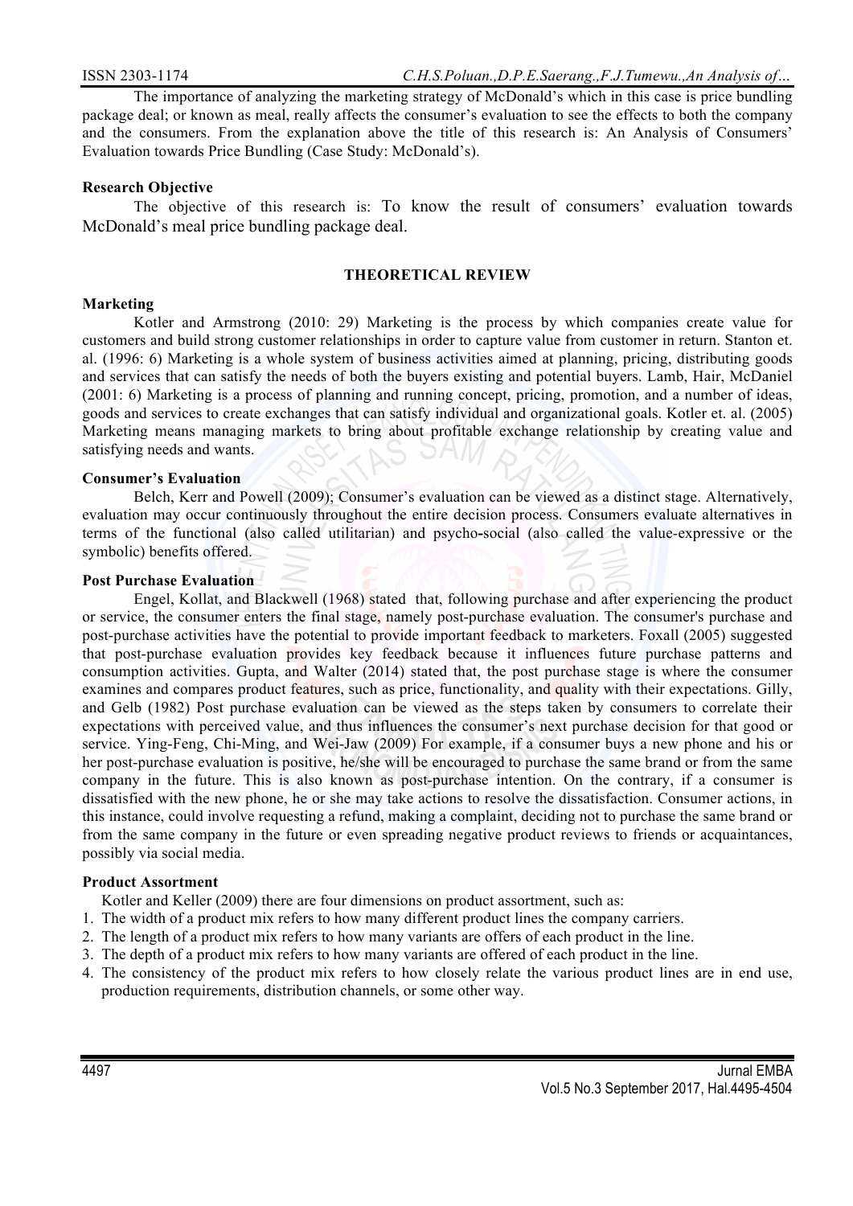The importance of analyzing the marketing strategy of McDonald's which in this case is price bundling package deal; or known as meal, really affects the consumer's evaluation to see the effects to both the company and the consumers. From the explanation above the title of this research is: An Analysis of Consumers' Evaluation towards Price Bundling (Case Study: McDonald's).

**Research Objective**

The objective of this research is: To know the result of consumers' evaluation towards McDonald's meal price bundling package deal.

## THEORETICAL REVIEW

**Marketing**

Kotler and Armstrong (2010: 29) Marketing is the process by which companies create value for customers and build strong customer relationships in order to capture value from customer in return. Stanton et. al. (1996: 6) Marketing is a whole system of business activities aimed at planning, pricing, distributing goods and services that can satisfy the needs of both the buyers existing and potential buyers. Lamb, Hair, McDaniel (2001: 6) Marketing is a process of planning and running concept, pricing, promotion, and a number of ideas, goods and services to create exchanges that can satisfy individual and organizational goals. Kotler et. al. (2005) Marketing means managing markets to bring about profitable exchange relationship by creating value and satisfying needs and wants.

**Consumer's Evaluation**

Belch, Kerr and Powell (2009); Consumer's evaluation can be viewed as a distinct stage. Alternatively, evaluation may occur continuously throughout the entire decision process. Consumers evaluate alternatives in terms of the functional (also called utilitarian) and psycho-social (also called the value-expressive or the symbolic) benefits offered.

**Post Purchase Evaluation**

Engel, Kollat, and Blackwell (1968) stated that, following purchase and after experiencing the product or service, the consumer enters the final stage, namely post-purchase evaluation. The consumer's purchase and post-purchase activities have the potential to provide important feedback to marketers. Foxall (2005) suggested that post-purchase evaluation provides key feedback because it influences future purchase patterns and consumption activities. Gupta, and Walter (2014) stated that, the post purchase stage is where the consumer examines and compares product features, such as price, functionality, and quality with their expectations. Gilly, and Gelb (1982) Post purchase evaluation can be viewed as the steps taken by consumers to correlate their expectations with perceived value, and thus influences the consumer's next purchase decision for that good or service. Ying-Feng, Chi-Ming, and Wei-Jaw (2009) For example, if a consumer buys a new phone and his or her post-purchase evaluation is positive, he/she will be encouraged to purchase the same brand or from the same company in the future. This is also known as post-purchase intention. On the contrary, if a consumer is dissatisfied with the new phone, he or she may take actions to resolve the dissatisfaction. Consumer actions, in this instance, could involve requesting a refund, making a complaint, deciding not to purchase the same brand or from the same company in the future or even spreading negative product reviews to friends or acquaintances, possibly via social media.

**Product Assortment**

Kotler and Keller (2009) there are four dimensions on product assortment, such as:

1. The width of a product mix refers to how many different product lines the company carriers.
2. The length of a product mix refers to how many variants are offers of each product in the line.
3. The depth of a product mix refers to how many variants are offered of each product in the line.
4. The consistency of the product mix refers to how closely relate the various product lines are in end use, production requirements, distribution channels, or some other way.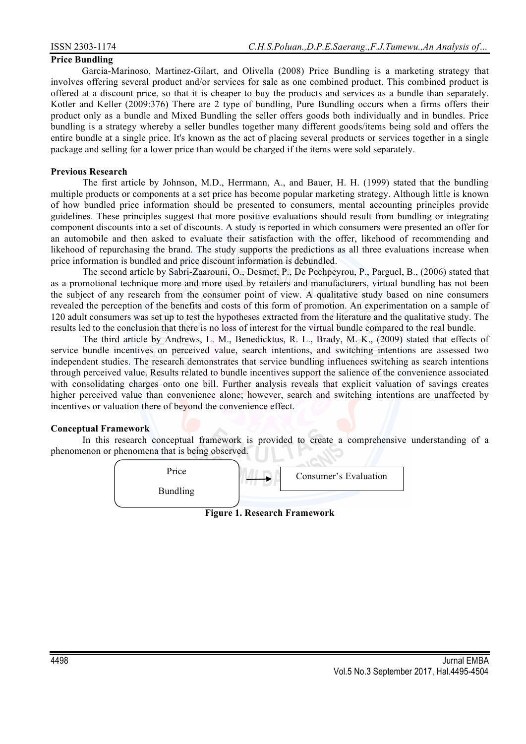**Price Bundling**

Garcia-Marinoso, Martinez-Gilart, and Olivella (2008) Price Bundling is a marketing strategy that involves offering several product and/or services for sale as one combined product. This combined product is offered at a discount price, so that it is cheaper to buy the products and services as a bundle than separately. Kotler and Keller (2009:376) There are 2 type of bundling, Pure Bundling occurs when a firms offers their product only as a bundle and Mixed Bundling the seller offers goods both individually and in bundles. Price bundling is a strategy whereby a seller bundles together many different goods/items being sold and offers the entire bundle at a single price. It's known as the act of placing several products or services together in a single package and selling for a lower price than would be charged if the items were sold separately.

**Previous Research**

The first article by Johnson, M.D., Herrmann, A., and Bauer, H. H. (1999) stated that the bundling multiple products or components at a set price has become popular marketing strategy. Although little is known of how bundled price information should be presented to consumers, mental accounting principles provide guidelines. These principles suggest that more positive evaluations should result from bundling or integrating component discounts into a set of discounts. A study is reported in which consumers were presented an offer for an automobile and then asked to evaluate their satisfaction with the offer, likehood of recommending and likehood of repurchasing the brand. The study supports the predictions as all three evaluations increase when price information is bundled and price discount information is debundled.

The second article by Sabri-Zaarouni, O., Desmet, P., De Pechpeyrou, P., Parguel, B., (2006) stated that as a promotional technique more and more used by retailers and manufacturers, virtual bundling has not been the subject of any research from the consumer point of view. A qualitative study based on nine consumers revealed the perception of the benefits and costs of this form of promotion. An experimentation on a sample of 120 adult consumers was set up to test the hypotheses extracted from the literature and the qualitative study. The results led to the conclusion that there is no loss of interest for the virtual bundle compared to the real bundle.

The third article by Andrews, L. M., Benedicktus, R. L., Brady, M. K., (2009) stated that effects of service bundle incentives on perceived value, search intentions, and switching intentions are assessed two independent studies. The research demonstrates that service bundling influences switching as search intentions through perceived value. Results related to bundle incentives support the salience of the convenience associated with consolidating charges onto one bill. Further analysis reveals that explicit valuation of savings creates higher perceived value than convenience alone; however, search and switching intentions are unaffected by incentives or valuation there of beyond the convenience effect.

**Conceptual Framework**

In this research conceptual framework is provided to create a comprehensive understanding of a phenomenon or phenomena that is being observed.

Price Bundling → Consumer's Evaluation

**Figure 1. Research Framework**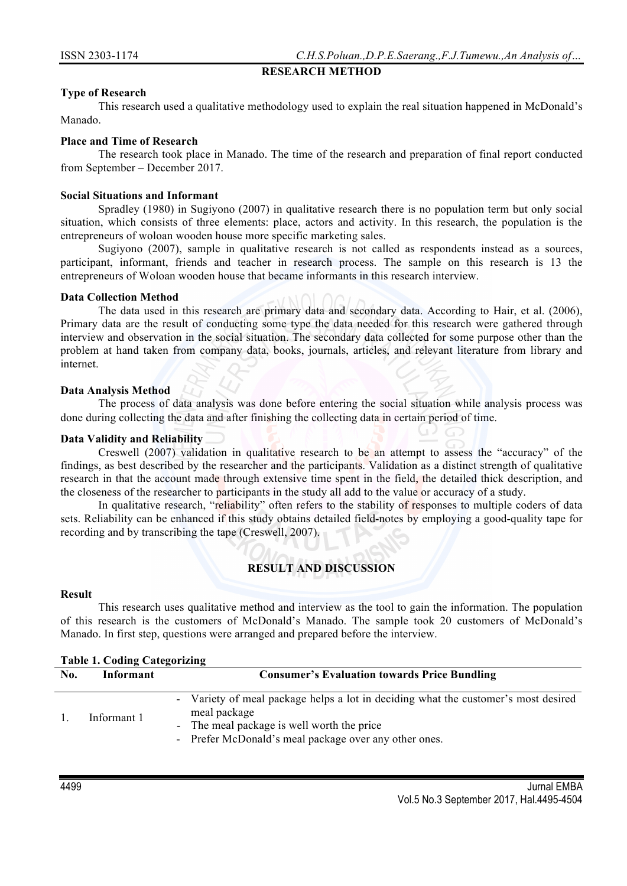## RESEARCH METHOD

### Type of Research

This research used a qualitative methodology used to explain the real situation happened in McDonald's Manado.

### Place and Time of Research

The research took place in Manado. The time of the research and preparation of final report conducted from September – December 2017.

### Social Situations and Informant

Spradley (1980) in Sugiyono (2007) in qualitative research there is no population term but only social situation, which consists of three elements: place, actors and activity. In this research, the population is the entrepreneurs of woloan wooden house more specific marketing sales.

Sugiyono (2007), sample in qualitative research is not called as respondents instead as a sources, participant, informant, friends and teacher in research process. The sample on this research is 13 the entrepreneurs of Woloan wooden house that became informants in this research interview.

### Data Collection Method

The data used in this research are primary data and secondary data. According to Hair, et al. (2006), Primary data are the result of conducting some type the data needed for this research were gathered through interview and observation in the social situation. The secondary data collected for some purpose other than the problem at hand taken from company data, books, journals, articles, and relevant literature from library and internet.

### Data Analysis Method

The process of data analysis was done before entering the social situation while analysis process was done during collecting the data and after finishing the collecting data in certain period of time.

### Data Validity and Reliability

Creswell (2007) validation in qualitative research to be an attempt to assess the "accuracy" of the findings, as best described by the researcher and the participants. Validation as a distinct strength of qualitative research in that the account made through extensive time spent in the field, the detailed thick description, and the closeness of the researcher to participants in the study all add to the value or accuracy of a study.

In qualitative research, "reliability" often refers to the stability of responses to multiple coders of data sets. Reliability can be enhanced if this study obtains detailed field-notes by employing a good-quality tape for recording and by transcribing the tape (Creswell, 2007).

## RESULT AND DISCUSSION

### Result

This research uses qualitative method and interview as the tool to gain the information. The population of this research is the customers of McDonald's Manado. The sample took 20 customers of McDonald's Manado. In first step, questions were arranged and prepared before the interview.

**Table 1. Coding Categorizing**

| No. | Informant | Consumer's Evaluation towards Price Bundling |
|---|---|---|
| 1. | Informant 1 | - Variety of meal package helps a lot in deciding what the customer's most desired meal package<br>- The meal package is well worth the price<br>- Prefer McDonald's meal package over any other ones. |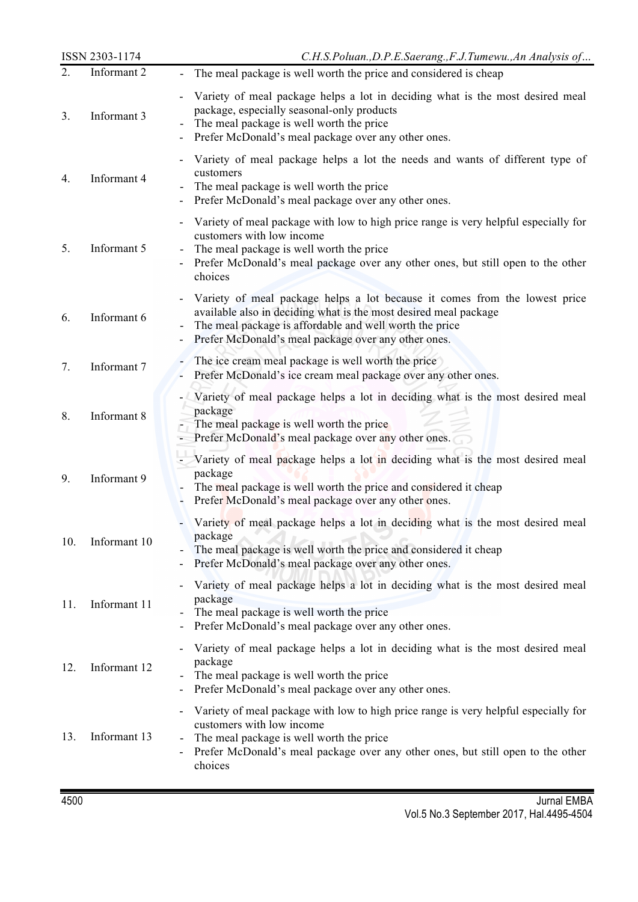| | | |
|---|---|---|
| 2. | Informant 2 | - The meal package is well worth the price and considered is cheap |
| 3. | Informant 3 | - Variety of meal package helps a lot in deciding what is the most desired meal package, especially seasonal-only products<br>- The meal package is well worth the price<br>- Prefer McDonald's meal package over any other ones. |
| 4. | Informant 4 | - Variety of meal package helps a lot the needs and wants of different type of customers<br>- The meal package is well worth the price<br>- Prefer McDonald's meal package over any other ones. |
| 5. | Informant 5 | - Variety of meal package with low to high price range is very helpful especially for customers with low income<br>- The meal package is well worth the price<br>- Prefer McDonald's meal package over any other ones, but still open to the other choices |
| 6. | Informant 6 | - Variety of meal package helps a lot because it comes from the lowest price available also in deciding what is the most desired meal package<br>- The meal package is affordable and well worth the price<br>- Prefer McDonald's meal package over any other ones. |
| 7. | Informant 7 | - The ice cream meal package is well worth the price<br>- Prefer McDonald's ice cream meal package over any other ones. |
| 8. | Informant 8 | - Variety of meal package helps a lot in deciding what is the most desired meal package<br>- The meal package is well worth the price<br>- Prefer McDonald's meal package over any other ones. |
| 9. | Informant 9 | - Variety of meal package helps a lot in deciding what is the most desired meal package<br>- The meal package is well worth the price and considered it cheap<br>- Prefer McDonald's meal package over any other ones. |
| 10. | Informant 10 | - Variety of meal package helps a lot in deciding what is the most desired meal package<br>- The meal package is well worth the price and considered it cheap<br>- Prefer McDonald's meal package over any other ones. |
| 11. | Informant 11 | - Variety of meal package helps a lot in deciding what is the most desired meal package<br>- The meal package is well worth the price<br>- Prefer McDonald's meal package over any other ones. |
| 12. | Informant 12 | - Variety of meal package helps a lot in deciding what is the most desired meal package<br>- The meal package is well worth the price<br>- Prefer McDonald's meal package over any other ones. |
| 13. | Informant 13 | - Variety of meal package with low to high price range is very helpful especially for customers with low income<br>- The meal package is well worth the price<br>- Prefer McDonald's meal package over any other ones, but still open to the other choices |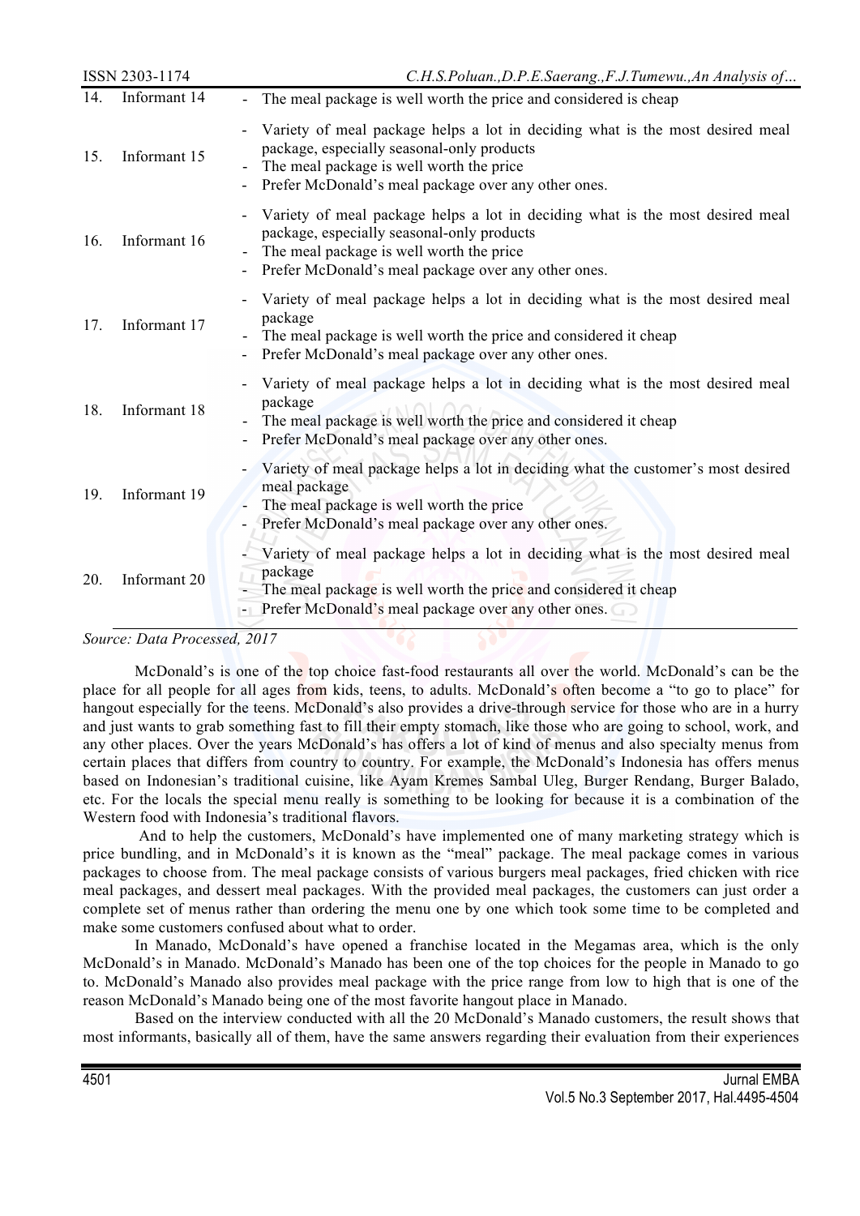| 14. | Informant 14 | - The meal package is well worth the price and considered is cheap |
|---|---|---|
| 15. | Informant 15 | - Variety of meal package helps a lot in deciding what is the most desired meal package, especially seasonal-only products<br>- The meal package is well worth the price<br>- Prefer McDonald's meal package over any other ones. |
| 16. | Informant 16 | - Variety of meal package helps a lot in deciding what is the most desired meal package, especially seasonal-only products<br>- The meal package is well worth the price<br>- Prefer McDonald's meal package over any other ones. |
| 17. | Informant 17 | - Variety of meal package helps a lot in deciding what is the most desired meal package<br>- The meal package is well worth the price and considered it cheap<br>- Prefer McDonald's meal package over any other ones. |
| 18. | Informant 18 | - Variety of meal package helps a lot in deciding what is the most desired meal package<br>- The meal package is well worth the price and considered it cheap<br>- Prefer McDonald's meal package over any other ones. |
| 19. | Informant 19 | - Variety of meal package helps a lot in deciding what the customer's most desired meal package<br>- The meal package is well worth the price<br>- Prefer McDonald's meal package over any other ones. |
| 20. | Informant 20 | - Variety of meal package helps a lot in deciding what is the most desired meal package<br>- The meal package is well worth the price and considered it cheap<br>- Prefer McDonald's meal package over any other ones. |

*Source: Data Processed, 2017*

McDonald's is one of the top choice fast-food restaurants all over the world. McDonald's can be the place for all people for all ages from kids, teens, to adults. McDonald's often become a "to go to place" for hangout especially for the teens. McDonald's also provides a drive-through service for those who are in a hurry and just wants to grab something fast to fill their empty stomach, like those who are going to school, work, and any other places. Over the years McDonald's has offers a lot of kind of menus and also specialty menus from certain places that differs from country to country. For example, the McDonald's Indonesia has offers menus based on Indonesian's traditional cuisine, like Ayam Kremes Sambal Uleg, Burger Rendang, Burger Balado, etc. For the locals the special menu really is something to be looking for because it is a combination of the Western food with Indonesia's traditional flavors.

And to help the customers, McDonald's have implemented one of many marketing strategy which is price bundling, and in McDonald's it is known as the "meal" package. The meal package comes in various packages to choose from. The meal package consists of various burgers meal packages, fried chicken with rice meal packages, and dessert meal packages. With the provided meal packages, the customers can just order a complete set of menus rather than ordering the menu one by one which took some time to be completed and make some customers confused about what to order.

In Manado, McDonald's have opened a franchise located in the Megamas area, which is the only McDonald's in Manado. McDonald's Manado has been one of the top choices for the people in Manado to go to. McDonald's Manado also provides meal package with the price range from low to high that is one of the reason McDonald's Manado being one of the most favorite hangout place in Manado.

Based on the interview conducted with all the 20 McDonald's Manado customers, the result shows that most informants, basically all of them, have the same answers regarding their evaluation from their experiences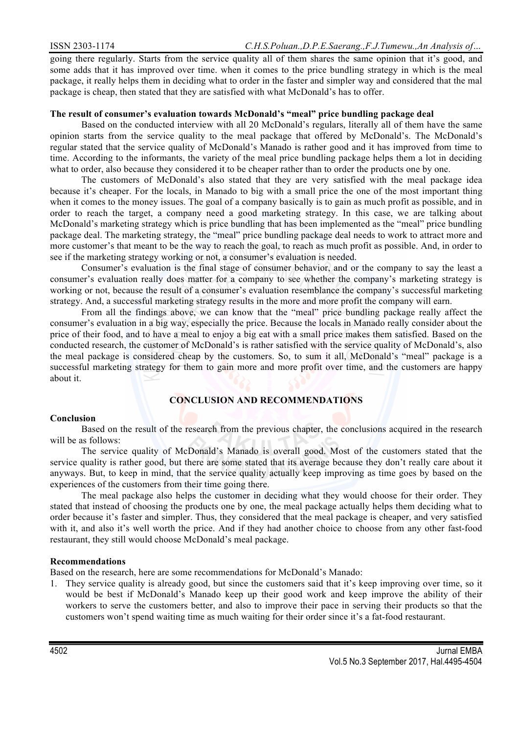going there regularly. Starts from the service quality all of them shares the same opinion that it's good, and some adds that it has improved over time. when it comes to the price bundling strategy in which is the meal package, it really helps them in deciding what to order in the faster and simpler way and considered that the mal package is cheap, then stated that they are satisfied with what McDonald's has to offer.

**The result of consumer's evaluation towards McDonald's "meal" price bundling package deal**

Based on the conducted interview with all 20 McDonald's regulars, literally all of them have the same opinion starts from the service quality to the meal package that offered by McDonald's. The McDonald's regular stated that the service quality of McDonald's Manado is rather good and it has improved from time to time. According to the informants, the variety of the meal price bundling package helps them a lot in deciding what to order, also because they considered it to be cheaper rather than to order the products one by one.

The customers of McDonald's also stated that they are very satisfied with the meal package idea because it's cheaper. For the locals, in Manado to big with a small price the one of the most important thing when it comes to the money issues. The goal of a company basically is to gain as much profit as possible, and in order to reach the target, a company need a good marketing strategy. In this case, we are talking about McDonald's marketing strategy which is price bundling that has been implemented as the "meal" price bundling package deal. The marketing strategy, the "meal" price bundling package deal needs to work to attract more and more customer's that meant to be the way to reach the goal, to reach as much profit as possible. And, in order to see if the marketing strategy working or not, a consumer's evaluation is needed.

Consumer's evaluation is the final stage of consumer behavior, and or the company to say the least a consumer's evaluation really does matter for a company to see whether the company's marketing strategy is working or not, because the result of a consumer's evaluation resemblance the company's successful marketing strategy. And, a successful marketing strategy results in the more and more profit the company will earn.

From all the findings above, we can know that the "meal" price bundling package really affect the consumer's evaluation in a big way, especially the price. Because the locals in Manado really consider about the price of their food, and to have a meal to enjoy a big eat with a small price makes them satisfied. Based on the conducted research, the customer of McDonald's is rather satisfied with the service quality of McDonald's, also the meal package is considered cheap by the customers. So, to sum it all, McDonald's "meal" package is a successful marketing strategy for them to gain more and more profit over time, and the customers are happy about it.

## CONCLUSION AND RECOMMENDATIONS

**Conclusion**

Based on the result of the research from the previous chapter, the conclusions acquired in the research will be as follows:

The service quality of McDonald's Manado is overall good. Most of the customers stated that the service quality is rather good, but there are some stated that its average because they don't really care about it anyways. But, to keep in mind, that the service quality actually keep improving as time goes by based on the experiences of the customers from their time going there.

The meal package also helps the customer in deciding what they would choose for their order. They stated that instead of choosing the products one by one, the meal package actually helps them deciding what to order because it's faster and simpler. Thus, they considered that the meal package is cheaper, and very satisfied with it, and also it's well worth the price. And if they had another choice to choose from any other fast-food restaurant, they still would choose McDonald's meal package.

**Recommendations**

Based on the research, here are some recommendations for McDonald's Manado:

1. They service quality is already good, but since the customers said that it's keep improving over time, so it would be best if McDonald's Manado keep up their good work and keep improve the ability of their workers to serve the customers better, and also to improve their pace in serving their products so that the customers won't spend waiting time as much waiting for their order since it's a fat-food restaurant.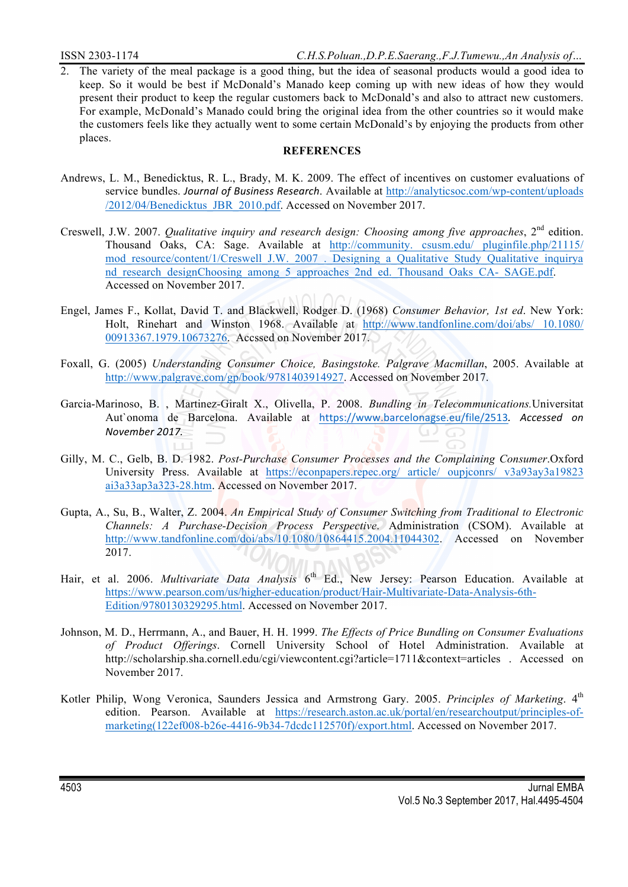2. The variety of the meal package is a good thing, but the idea of seasonal products would a good idea to keep. So it would be best if McDonald's Manado keep coming up with new ideas of how they would present their product to keep the regular customers back to McDonald's and also to attract new customers. For example, McDonald's Manado could bring the original idea from the other countries so it would make the customers feels like they actually went to some certain McDonald's by enjoying the products from other places.

## REFERENCES

Andrews, L. M., Benedicktus, R. L., Brady, M. K. 2009. The effect of incentives on customer evaluations of service bundles. *Journal of Business Research*. Available at http://analyticsoc.com/wp-content/uploads/2012/04/Benedicktus_JBR_2010.pdf. Accessed on November 2017.

Creswell, J.W. 2007. *Qualitative inquiry and research design: Choosing among five approaches*, 2nd edition. Thousand Oaks, CA: Sage. Available at http://community. csusm.edu/ pluginfile.php/21115/mod_resource/content/1/Creswell_J.W._2007_._Designing_a_Qualitative_Study_Qualitative_inquirya nd_research_designChoosing_among_5_approaches_2nd_ed._Thousand_Oaks_CA-_SAGE.pdf. Accessed on November 2017.

Engel, James F., Kollat, David T. and Blackwell, Rodger D. (1968) *Consumer Behavior, 1st ed*. New York: Holt, Rinehart and Winston 1968. Available at http://www.tandfonline.com/doi/abs/ 10.1080/00913367.1979.10673276. Accsed on November 2017.

Foxall, G. (2005) *Understanding Consumer Choice, Basingstoke. Palgrave Macmillan*, 2005. Available at http://www.palgrave.com/gp/book/9781403914927. Accessed on November 2017.

Garcia-Marinoso, B. , Martinez-Giralt X., Olivella, P. 2008. *Bundling in Telecommunications.*Universitat Aut`onoma de Barcelona. Available at https://www.barcelonagse.eu/file/2513. *Accessed on November 2017.*

Gilly, M. C., Gelb, B. D. 1982. *Post-Purchase Consumer Processes and the Complaining Consumer*.Oxford University Press. Available at https://econpapers.repec.org/ article/ oupjconrs/ v3a93ay3a19823ai3a33ap3a323-28.htm. Accessed on November 2017.

Gupta, A., Su, B., Walter, Z. 2004. *An Empirical Study of Consumer Switching from Traditional to Electronic Channels: A Purchase-Decision Process Perspective.* Administration (CSOM). Available at http://www.tandfonline.com/doi/abs/10.1080/10864415.2004.11044302. Accessed on November 2017.

Hair, et al. 2006. *Multivariate Data Analysis* 6th Ed., New Jersey: Pearson Education. Available at https://www.pearson.com/us/higher-education/product/Hair-Multivariate-Data-Analysis-6th-Edition/9780130329295.html. Accessed on November 2017.

Johnson, M. D., Herrmann, A., and Bauer, H. H. 1999. *The Effects of Price Bundling on Consumer Evaluations of Product Offerings*. Cornell University School of Hotel Administration. Available at http://scholarship.sha.cornell.edu/cgi/viewcontent.cgi?article=1711&context=articles . Accessed on November 2017.

Kotler Philip, Wong Veronica, Saunders Jessica and Armstrong Gary. 2005. *Principles of Marketing*. 4th edition. Pearson. Available at https://research.aston.ac.uk/portal/en/researchoutput/principles-of-marketing(122ef008-b26e-4416-9b34-7dcdc112570f)/export.html. Accessed on November 2017.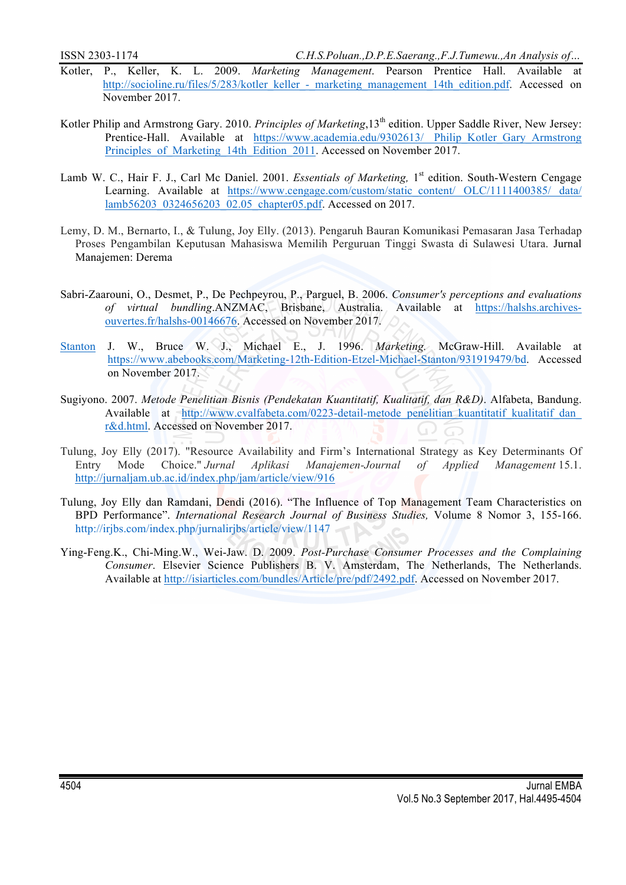Kotler, P., Keller, K. L. 2009. *Marketing Management*. Pearson Prentice Hall. Available at http://socioline.ru/files/5/283/kotler_keller_-_marketing_management_14th_edition.pdf. Accessed on November 2017.

Kotler Philip and Armstrong Gary. 2010. *Principles of Marketing*,13th edition. Upper Saddle River, New Jersey: Prentice-Hall. Available at https://www.academia.edu/9302613/_Philip_Kotler_Gary_Armstrong_Principles_of_Marketing_14th_Edition_2011. Accessed on November 2017.

Lamb W. C., Hair F. J., Carl Mc Daniel. 2001. *Essentials of Marketing,* 1st edition. South-Western Cengage Learning. Available at https://www.cengage.com/custom/static_content/_OLC/1111400385/_data/lamb56203_0324656203_02.05_chapter05.pdf. Accessed on 2017.

Lemy, D. M., Bernarto, I., & Tulung, Joy Elly. (2013). Pengaruh Bauran Komunikasi Pemasaran Jasa Terhadap Proses Pengambilan Keputusan Mahasiswa Memilih Perguruan Tinggi Swasta di Sulawesi Utara. Jurnal Manajemen: Derema

Sabri-Zaarouni, O., Desmet, P., De Pechpeyrou, P., Parguel, B. 2006. *Consumer's perceptions and evaluations of virtual bundling*.ANZMAC, Brisbane, Australia. Available at https://halshs.archives-ouvertes.fr/halshs-00146676. Accessed on November 2017.

Stanton J. W., Bruce W. J., Michael E., J. 1996. *Marketing.* McGraw-Hill. Available at https://www.abebooks.com/Marketing-12th-Edition-Etzel-Michael-Stanton/931919479/bd. Accessed on November 2017.

Sugiyono. 2007. *Metode Penelitian Bisnis (Pendekatan Kuantitatif, Kualitatif, dan R&D)*. Alfabeta, Bandung. Available at http://www.cvalfabeta.com/0223-detail-metode_penelitian_kuantitatif_kualitatif_dan_r&d.html. Accessed on November 2017.

Tulung, Joy Elly (2017). "Resource Availability and Firm's International Strategy as Key Determinants Of Entry Mode Choice." *Jurnal Aplikasi Manajemen-Journal of Applied Management* 15.1. http://jurnaljam.ub.ac.id/index.php/jam/article/view/916

Tulung, Joy Elly dan Ramdani, Dendi (2016). "The Influence of Top Management Team Characteristics on BPD Performance". *International Research Journal of Business Studies,* Volume 8 Nomor 3, 155-166. http://irjbs.com/index.php/jurnalirjbs/article/view/1147

Ying-Feng.K., Chi-Ming.W., Wei-Jaw. D. 2009. *Post-Purchase Consumer Processes and the Complaining Consumer*. Elsevier Science Publishers B. V. Amsterdam, The Netherlands, The Netherlands. Available at http://isiarticles.com/bundles/Article/pre/pdf/2492.pdf. Accessed on November 2017.